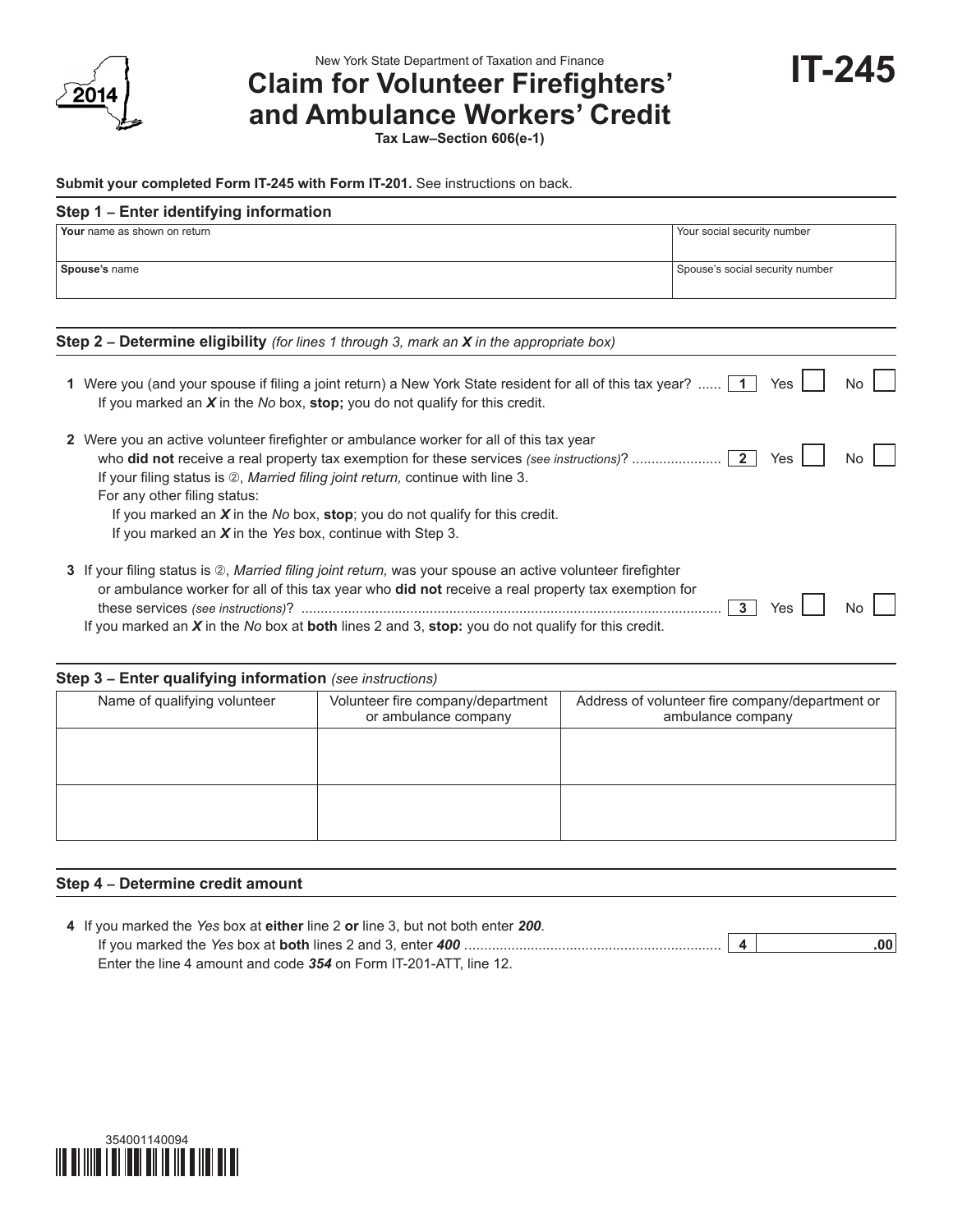New York State Department of Taxation and Finance

# Claim for Volunteer Firefighters' and Ambulance Workers' Credit

**Tax Law–Section 606(e-1)**

**IT-245**

2014

**Submit your completed Form IT-245 with Form IT-201.** See instructions on back.

## Step 1 – Enter identifying information

| **Your** name as shown on return | Your social security number |
|---|---|
| | |
| **Spouse's** name | Spouse's social security number |
| | |

## Step 2 – Determine eligibility *(for lines 1 through 3, mark an **X** in the appropriate box)*

**1** Were you (and your spouse if filing a joint return) a New York State resident for all of this tax year? ...... **1** Yes ☐ No ☐

If you marked an ***X*** in the *No* box, **stop;** you do not qualify for this credit.

**2** Were you an active volunteer firefighter or ambulance worker for all of this tax year who **did not** receive a real property tax exemption for these services *(see instructions)*? ...................... **2** Yes ☐ No ☐

If your filing status is ②, *Married filing joint return,* continue with line 3.

For any other filing status:

If you marked an ***X*** in the *No* box, **stop**; you do not qualify for this credit.

If you marked an ***X*** in the *Yes* box, continue with Step 3.

**3** If your filing status is ②, *Married filing joint return,* was your spouse an active volunteer firefighter or ambulance worker for all of this tax year who **did not** receive a real property tax exemption for these services *(see instructions)*? .......................................................................................................... **3** Yes ☐ No ☐

If you marked an ***X*** in the *No* box at **both** lines 2 and 3, **stop:** you do not qualify for this credit.

## Step 3 – Enter qualifying information *(see instructions)*

| Name of qualifying volunteer | Volunteer fire company/department or ambulance company | Address of volunteer fire company/department or ambulance company |
|---|---|---|
| | | |
| | | |

## Step 4 – Determine credit amount

**4** If you marked the *Yes* box at **either** line 2 **or** line 3, but not both enter ***200***.

If you marked the *Yes* box at **both** lines 2 and 3, enter ***400*** ................................................................ **4** .00

Enter the line 4 amount and code ***354*** on Form IT-201-ATT, line 12.

354001140094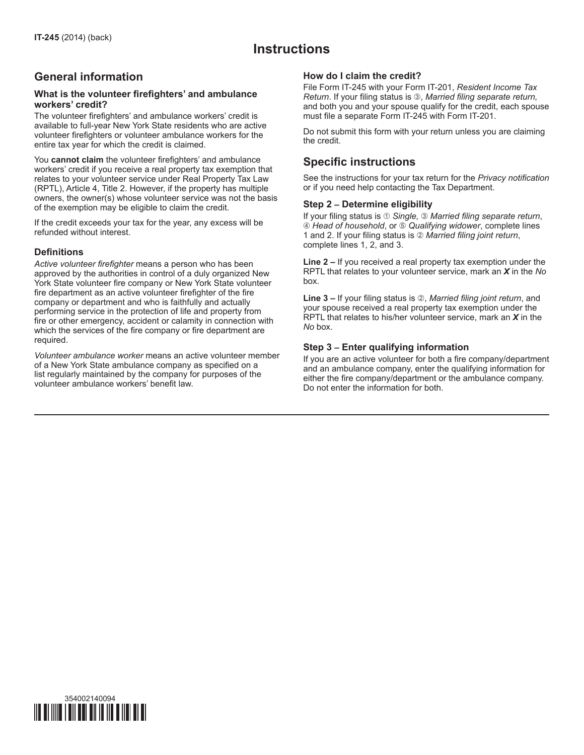# Instructions

## General information

### What is the volunteer firefighters' and ambulance workers' credit?

The volunteer firefighters' and ambulance workers' credit is available to full-year New York State residents who are active volunteer firefighters or volunteer ambulance workers for the entire tax year for which the credit is claimed.

You **cannot claim** the volunteer firefighters' and ambulance workers' credit if you receive a real property tax exemption that relates to your volunteer service under Real Property Tax Law (RPTL), Article 4, Title 2. However, if the property has multiple owners, the owner(s) whose volunteer service was not the basis of the exemption may be eligible to claim the credit.

If the credit exceeds your tax for the year, any excess will be refunded without interest.

### Definitions

*Active volunteer firefighter* means a person who has been approved by the authorities in control of a duly organized New York State volunteer fire company or New York State volunteer fire department as an active volunteer firefighter of the fire company or department and who is faithfully and actually performing service in the protection of life and property from fire or other emergency, accident or calamity in connection with which the services of the fire company or fire department are required.

*Volunteer ambulance worker* means an active volunteer member of a New York State ambulance company as specified on a list regularly maintained by the company for purposes of the volunteer ambulance workers' benefit law.

### How do I claim the credit?

File Form IT-245 with your Form IT-201, *Resident Income Tax Return*. If your filing status is ③, *Married filing separate return,* and both you and your spouse qualify for the credit, each spouse must file a separate Form IT-245 with Form IT-201.

Do not submit this form with your return unless you are claiming the credit.

## Specific instructions

See the instructions for your tax return for the *Privacy notification* or if you need help contacting the Tax Department.

### Step 2 – Determine eligibility

If your filing status is ① *Single,* ③ *Married filing separate return*, ④ *Head of household*, or ⑤ *Qualifying widower*, complete lines 1 and 2. If your filing status is ② *Married filing joint return*, complete lines 1, 2, and 3.

**Line 2 –** If you received a real property tax exemption under the RPTL that relates to your volunteer service, mark an ***X*** in the *No* box.

**Line 3 –** If your filing status is ②, *Married filing joint return*, and your spouse received a real property tax exemption under the RPTL that relates to his/her volunteer service, mark an ***X*** in the *No* box.

### Step 3 – Enter qualifying information

If you are an active volunteer for both a fire company/department and an ambulance company, enter the qualifying information for either the fire company/department or the ambulance company. Do not enter the information for both.

354002140094